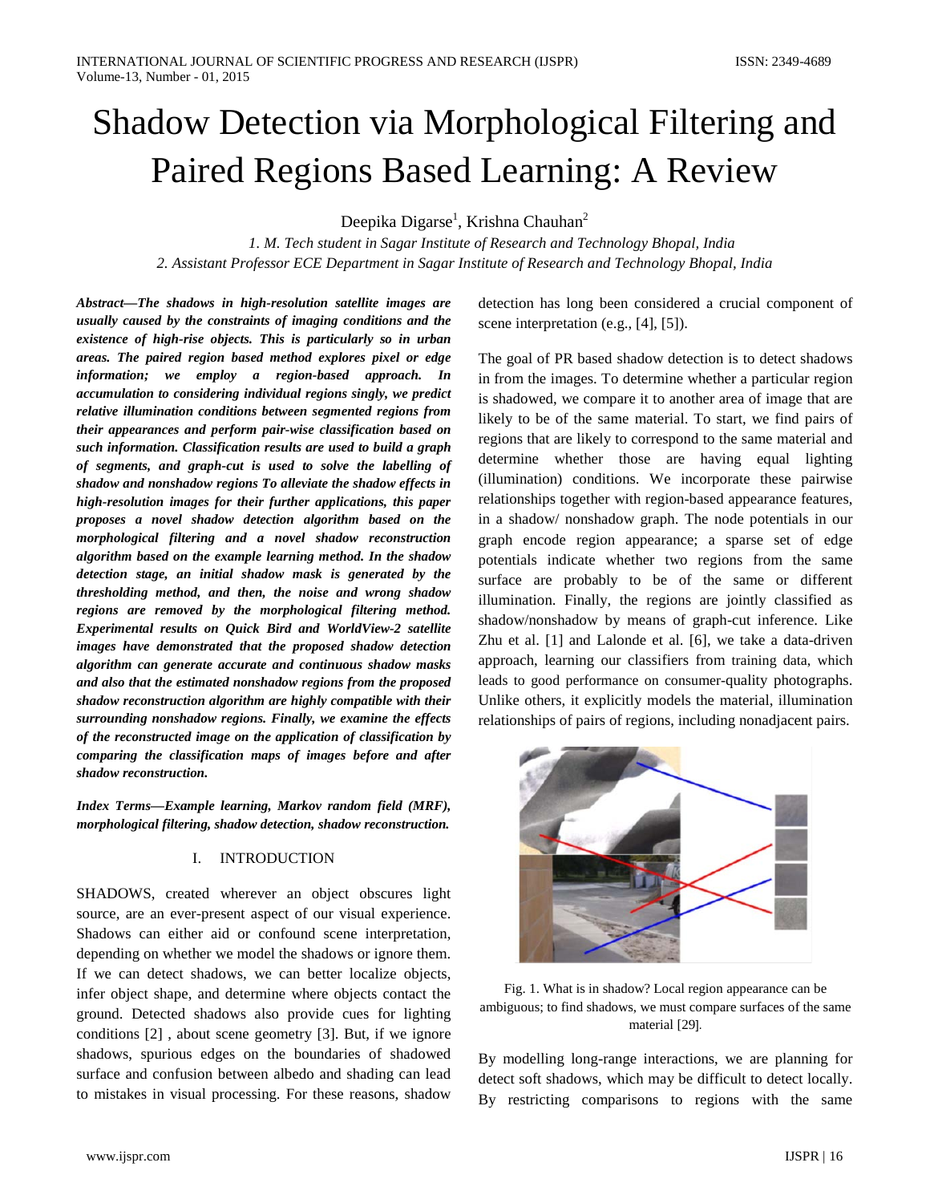# Shadow Detection via Morphological Filtering and Paired Regions Based Learning: A Review

Deepika Digarse[1], Krishna Chauhan[2]

*1. M. Tech student in Sagar Institute of Research and Technology Bhopal, India*
*2. Assistant Professor ECE Department in Sagar Institute of Research and Technology Bhopal, India*

***Abstract*—The shadows in high-resolution satellite images are usually caused by the constraints of imaging conditions and the existence of high-rise objects. This is particularly so in urban areas. The paired region based method explores pixel or edge information; we employ a region-based approach. In accumulation to considering individual regions singly, we predict relative illumination conditions between segmented regions from their appearances and perform pair-wise classification based on such information. Classification results are used to build a graph of segments, and graph-cut is used to solve the labelling of shadow and nonshadow regions To alleviate the shadow effects in high-resolution images for their further applications, this paper proposes a novel shadow detection algorithm based on the morphological filtering and a novel shadow reconstruction algorithm based on the example learning method. In the shadow detection stage, an initial shadow mask is generated by the thresholding method, and then, the noise and wrong shadow regions are removed by the morphological filtering method. Experimental results on Quick Bird and WorldView-2 satellite images have demonstrated that the proposed shadow detection algorithm can generate accurate and continuous shadow masks and also that the estimated nonshadow regions from the proposed shadow reconstruction algorithm are highly compatible with their surrounding nonshadow regions. Finally, we examine the effects of the reconstructed image on the application of classification by comparing the classification maps of images before and after shadow reconstruction.***

***Index Terms*—Example learning, Markov random field (MRF), morphological filtering, shadow detection, shadow reconstruction.**

## I. INTRODUCTION

SHADOWS, created wherever an object obscures light source, are an ever-present aspect of our visual experience. Shadows can either aid or confound scene interpretation, depending on whether we model the shadows or ignore them. If we can detect shadows, we can better localize objects, infer object shape, and determine where objects contact the ground. Detected shadows also provide cues for lighting conditions [2] , about scene geometry [3]. But, if we ignore shadows, spurious edges on the boundaries of shadowed surface and confusion between albedo and shading can lead to mistakes in visual processing. For these reasons, shadow detection has long been considered a crucial component of scene interpretation (e.g., [4], [5]).

The goal of PR based shadow detection is to detect shadows in from the images. To determine whether a particular region is shadowed, we compare it to another area of image that are likely to be of the same material. To start, we find pairs of regions that are likely to correspond to the same material and determine whether those are having equal lighting (illumination) conditions. We incorporate these pairwise relationships together with region-based appearance features, in a shadow/ nonshadow graph. The node potentials in our graph encode region appearance; a sparse set of edge potentials indicate whether two regions from the same surface are probably to be of the same or different illumination. Finally, the regions are jointly classified as shadow/nonshadow by means of graph-cut inference. Like Zhu et al. [1] and Lalonde et al. [6], we take a data-driven approach, learning our classifiers from training data, which leads to good performance on consumer-quality photographs. Unlike others, it explicitly models the material, illumination relationships of pairs of regions, including nonadjacent pairs.

Fig. 1. What is in shadow? Local region appearance can be ambiguous; to find shadows, we must compare surfaces of the same material [29].

By modelling long-range interactions, we are planning for detect soft shadows, which may be difficult to detect locally. By restricting comparisons to regions with the same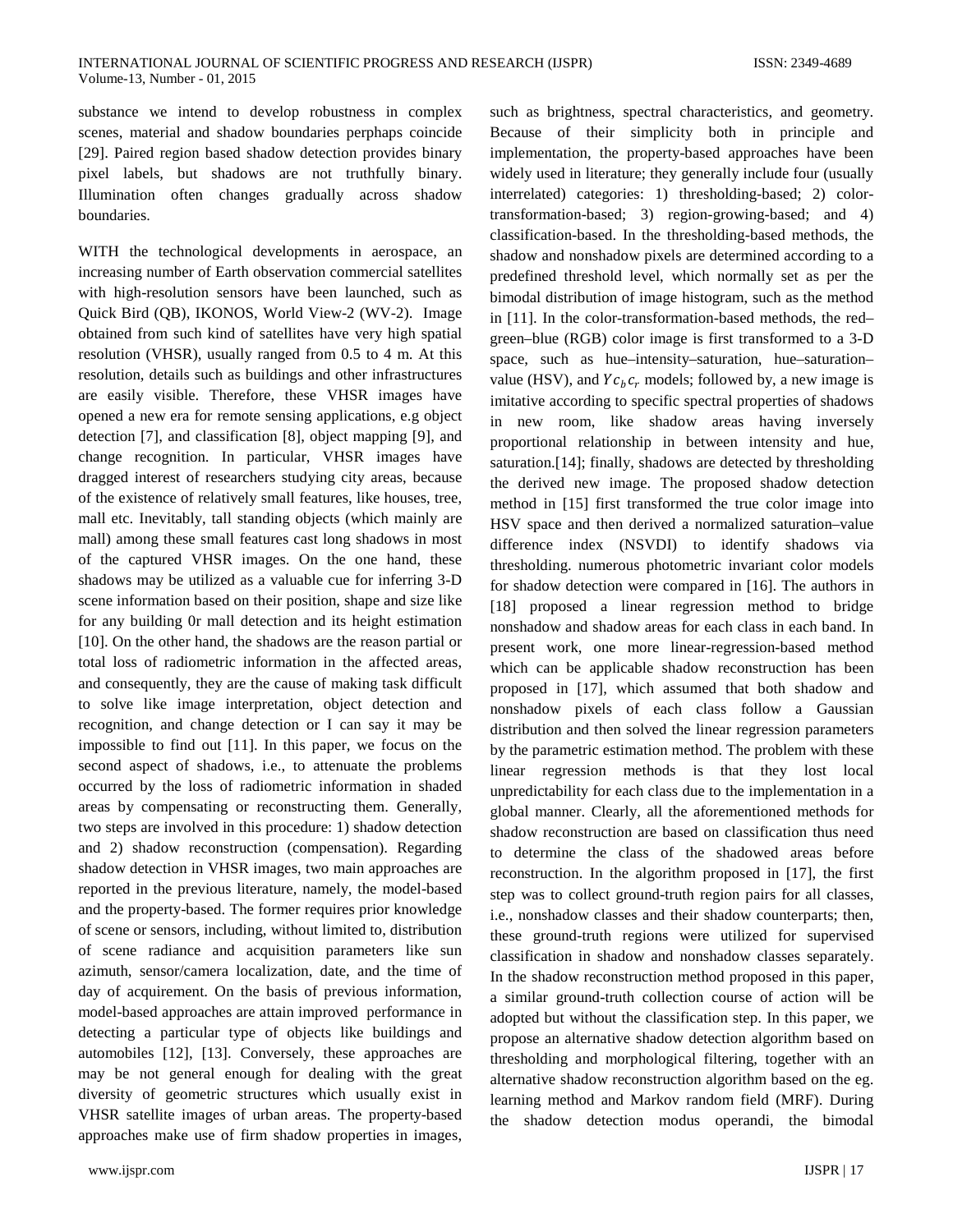substance we intend to develop robustness in complex scenes, material and shadow boundaries perphaps coincide [29]. Paired region based shadow detection provides binary pixel labels, but shadows are not truthfully binary. Illumination often changes gradually across shadow boundaries.

WITH the technological developments in aerospace, an increasing number of Earth observation commercial satellites with high-resolution sensors have been launched, such as Quick Bird (QB), IKONOS, World View-2 (WV-2). Image obtained from such kind of satellites have very high spatial resolution (VHSR), usually ranged from 0.5 to 4 m. At this resolution, details such as buildings and other infrastructures are easily visible. Therefore, these VHSR images have opened a new era for remote sensing applications, e.g object detection [7], and classification [8], object mapping [9], and change recognition. In particular, VHSR images have dragged interest of researchers studying city areas, because of the existence of relatively small features, like houses, tree, mall etc. Inevitably, tall standing objects (which mainly are mall) among these small features cast long shadows in most of the captured VHSR images. On the one hand, these shadows may be utilized as a valuable cue for inferring 3-D scene information based on their position, shape and size like for any building 0r mall detection and its height estimation [10]. On the other hand, the shadows are the reason partial or total loss of radiometric information in the affected areas, and consequently, they are the cause of making task difficult to solve like image interpretation, object detection and recognition, and change detection or I can say it may be impossible to find out [11]. In this paper, we focus on the second aspect of shadows, i.e., to attenuate the problems occurred by the loss of radiometric information in shaded areas by compensating or reconstructing them. Generally, two steps are involved in this procedure: 1) shadow detection and 2) shadow reconstruction (compensation). Regarding shadow detection in VHSR images, two main approaches are reported in the previous literature, namely, the model-based and the property-based. The former requires prior knowledge of scene or sensors, including, without limited to, distribution of scene radiance and acquisition parameters like sun azimuth, sensor/camera localization, date, and the time of day of acquirement. On the basis of previous information, model-based approaches are attain improved performance in detecting a particular type of objects like buildings and automobiles [12], [13]. Conversely, these approaches are may be not general enough for dealing with the great diversity of geometric structures which usually exist in VHSR satellite images of urban areas. The property-based approaches make use of firm shadow properties in images, such as brightness, spectral characteristics, and geometry. Because of their simplicity both in principle and implementation, the property-based approaches have been widely used in literature; they generally include four (usually interrelated) categories: 1) thresholding-based; 2) color-transformation-based; 3) region-growing-based; and 4) classification-based. In the thresholding-based methods, the shadow and nonshadow pixels are determined according to a predefined threshold level, which normally set as per the bimodal distribution of image histogram, such as the method in [11]. In the color-transformation-based methods, the red–green–blue (RGB) color image is first transformed to a 3-D space, such as hue–intensity–saturation, hue–saturation–value (HSV), and $Yc_bc_r$ models; followed by, a new image is imitative according to specific spectral properties of shadows in new room, like shadow areas having inversely proportional relationship in between intensity and hue, saturation.[14]; finally, shadows are detected by thresholding the derived new image. The proposed shadow detection method in [15] first transformed the true color image into HSV space and then derived a normalized saturation–value difference index (NSVDI) to identify shadows via thresholding. numerous photometric invariant color models for shadow detection were compared in [16]. The authors in [18] proposed a linear regression method to bridge nonshadow and shadow areas for each class in each band. In present work, one more linear-regression-based method which can be applicable shadow reconstruction has been proposed in [17], which assumed that both shadow and nonshadow pixels of each class follow a Gaussian distribution and then solved the linear regression parameters by the parametric estimation method. The problem with these linear regression methods is that they lost local unpredictability for each class due to the implementation in a global manner. Clearly, all the aforementioned methods for shadow reconstruction are based on classification thus need to determine the class of the shadowed areas before reconstruction. In the algorithm proposed in [17], the first step was to collect ground-truth region pairs for all classes, i.e., nonshadow classes and their shadow counterparts; then, these ground-truth regions were utilized for supervised classification in shadow and nonshadow classes separately. In the shadow reconstruction method proposed in this paper, a similar ground-truth collection course of action will be adopted but without the classification step. In this paper, we propose an alternative shadow detection algorithm based on thresholding and morphological filtering, together with an alternative shadow reconstruction algorithm based on the eg. learning method and Markov random field (MRF). During the shadow detection modus operandi, the bimodal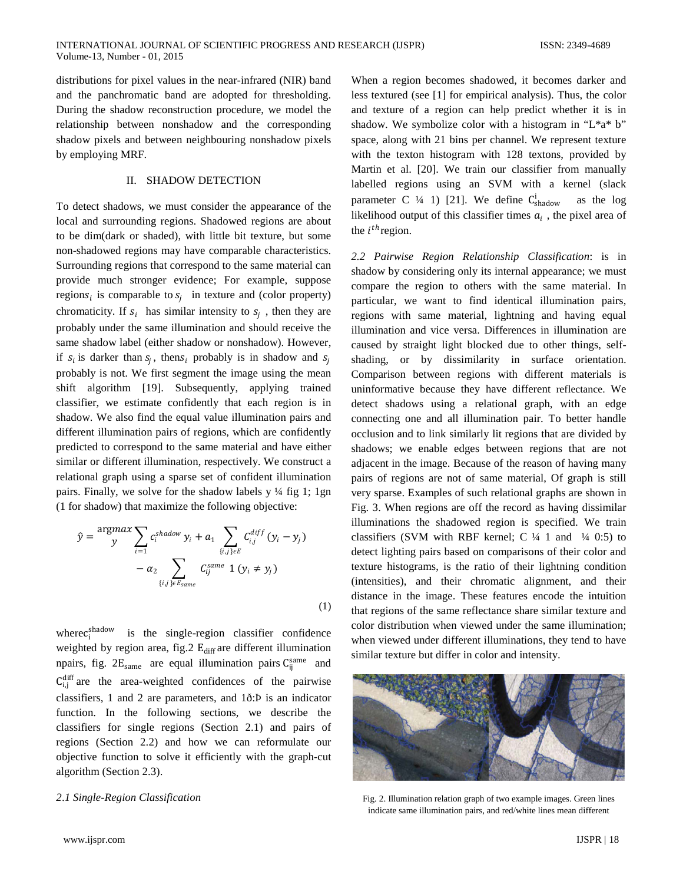distributions for pixel values in the near-infrared (NIR) band and the panchromatic band are adopted for thresholding. During the shadow reconstruction procedure, we model the relationship between nonshadow and the corresponding shadow pixels and between neighbouring nonshadow pixels by employing MRF.

## II. SHADOW DETECTION

To detect shadows, we must consider the appearance of the local and surrounding regions. Shadowed regions are about to be dim(dark or shaded), with little bit texture, but some non-shadowed regions may have comparable characteristics. Surrounding regions that correspond to the same material can provide much stronger evidence; For example, suppose regions $s_i$ is comparable to $s_j$ in texture and (color property) chromaticity. If $s_i$ has similar intensity to $s_j$ , then they are probably under the same illumination and should receive the same shadow label (either shadow or nonshadow). However, if $s_i$ is darker than $s_j$, then $s_i$ probably is in shadow and $s_j$ probably is not. We first segment the image using the mean shift algorithm [19]. Subsequently, applying trained classifier, we estimate confidently that each region is in shadow. We also find the equal value illumination pairs and different illumination pairs of regions, which are confidently predicted to correspond to the same material and have either similar or different illumination, respectively. We construct a relational graph using a sparse set of confident illumination pairs. Finally, we solve for the shadow labels y ¼ fig 1; 1gn (1 for shadow) that maximize the following objective:

$$\hat{y} = \underset{y}{\operatorname{argmax}} \sum_{i=1} c_i^{shadow}\, y_i + a_1 \sum_{\{i,j\}\epsilon E} C_{i,j}^{diff}\,(y_i - y_j) - \alpha_2 \sum_{\{i,j\}\epsilon E_{same}} C_{ij}^{same}\; 1\,(y_i \neq y_j) \tag{1}$$

where $c_i^{shadow}$ is the single-region classifier confidence weighted by region area, fig.2 $E_{diff}$ are different illumination npairs, fig. 2$E_{same}$ are equal illumination pairs $C_{ij}^{same}$ and $C_{i,j}^{diff}$ are the area-weighted confidences of the pairwise classifiers, 1 and 2 are parameters, and 1ð:Þ is an indicator function. In the following sections, we describe the classifiers for single regions (Section 2.1) and pairs of regions (Section 2.2) and how we can reformulate our objective function to solve it efficiently with the graph-cut algorithm (Section 2.3).

### *2.1 Single-Region Classification*

When a region becomes shadowed, it becomes darker and less textured (see [1] for empirical analysis). Thus, the color and texture of a region can help predict whether it is in shadow. We symbolize color with a histogram in "L*a* b" space, along with 21 bins per channel. We represent texture with the texton histogram with 128 textons, provided by Martin et al. [20]. We train our classifier from manually labelled regions using an SVM with a kernel (slack parameter C ¼ 1) [21]. We define $C_{shadow}^{i}$ as the log likelihood output of this classifier times $a_i$ , the pixel area of the $i^{th}$ region.

*2.2 Pairwise Region Relationship Classification*: is in shadow by considering only its internal appearance; we must compare the region to others with the same material. In particular, we want to find identical illumination pairs, regions with same material, lightning and having equal illumination and vice versa. Differences in illumination are caused by straight light blocked due to other things, self-shading, or by dissimilarity in surface orientation. Comparison between regions with different materials is uninformative because they have different reflectance. We detect shadows using a relational graph, with an edge connecting one and all illumination pair. To better handle occlusion and to link similarly lit regions that are divided by shadows; we enable edges between regions that are not adjacent in the image. Because of the reason of having many pairs of regions are not of same material, Of graph is still very sparse. Examples of such relational graphs are shown in Fig. 3. When regions are off the record as having dissimilar illuminations the shadowed region is specified. We train classifiers (SVM with RBF kernel; C ¼ 1 and ¼ 0:5) to detect lighting pairs based on comparisons of their color and texture histograms, is the ratio of their lightning condition (intensities), and their chromatic alignment, and their distance in the image. These features encode the intuition that regions of the same reflectance share similar texture and color distribution when viewed under the same illumination; when viewed under different illuminations, they tend to have similar texture but differ in color and intensity.

Fig. 2. Illumination relation graph of two example images. Green lines indicate same illumination pairs, and red/white lines mean different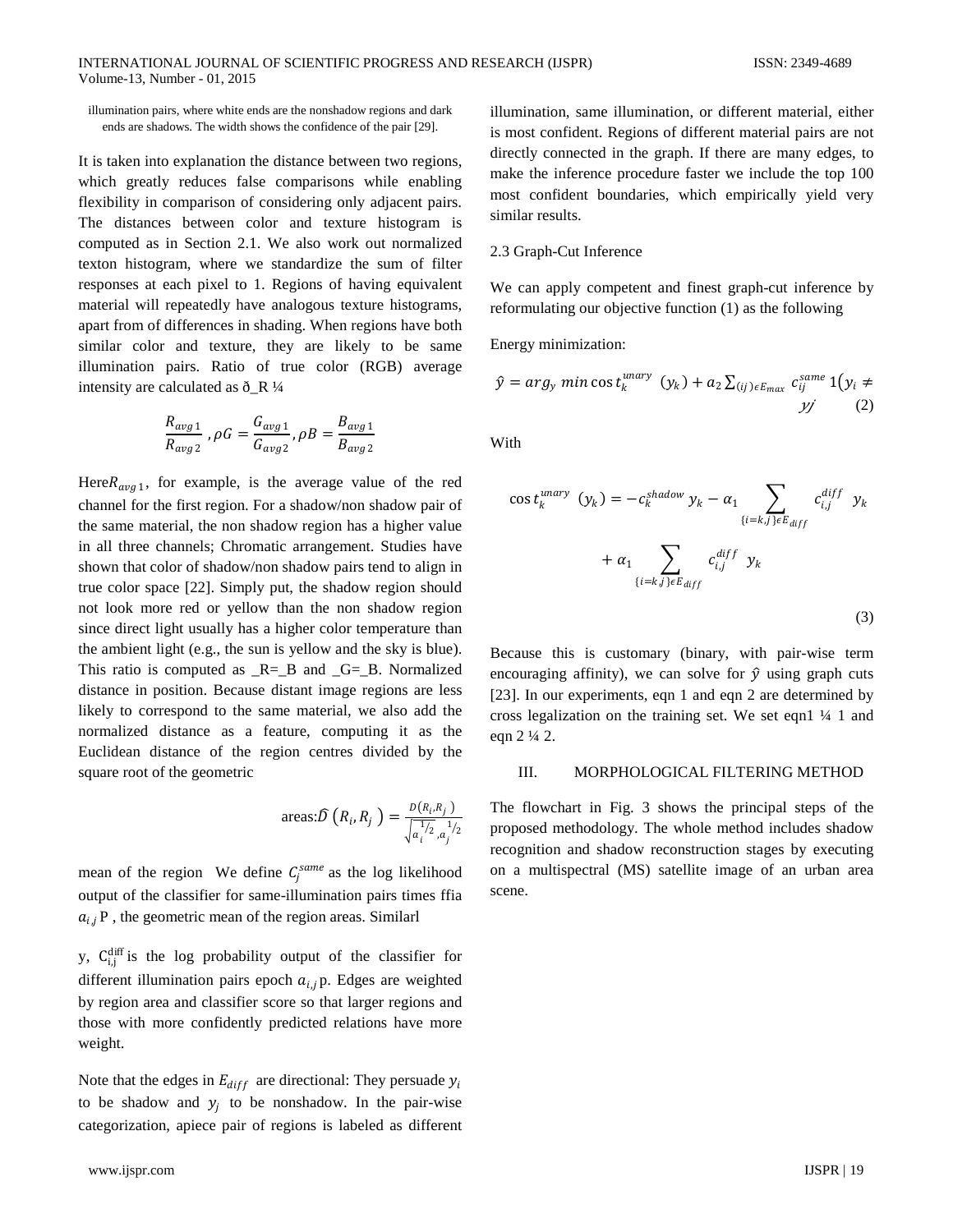illumination pairs, where white ends are the nonshadow regions and dark ends are shadows. The width shows the confidence of the pair [29].

It is taken into explanation the distance between two regions, which greatly reduces false comparisons while enabling flexibility in comparison of considering only adjacent pairs. The distances between color and texture histogram is computed as in Section 2.1. We also work out normalized texton histogram, where we standardize the sum of filter responses at each pixel to 1. Regions of having equivalent material will repeatedly have analogous texture histograms, apart from of differences in shading. When regions have both similar color and texture, they are likely to be same illumination pairs. Ratio of true color (RGB) average intensity are calculated as ð_R ¼

$$\frac{R_{avg\,1}}{R_{avg\,2}}\ ,\rho G=\frac{G_{avg\,1}}{G_{avg\,2}},\rho B=\frac{B_{avg\,1}}{B_{avg\,2}}$$

Here$R_{avg\,1}$, for example, is the average value of the red channel for the first region. For a shadow/non shadow pair of the same material, the non shadow region has a higher value in all three channels; Chromatic arrangement. Studies have shown that color of shadow/non shadow pairs tend to align in true color space [22]. Simply put, the shadow region should not look more red or yellow than the non shadow region since direct light usually has a higher color temperature than the ambient light (e.g., the sun is yellow and the sky is blue). This ratio is computed as _R=_B and _G=_B. Normalized distance in position. Because distant image regions are less likely to correspond to the same material, we also add the normalized distance as a feature, computing it as the Euclidean distance of the region centres divided by the square root of the geometric

areas:$\widehat{D}\left(R_i,R_j\right)=\frac{D\left(R_i,R_j\right)}{\sqrt{a_i^{1/2},a_j^{1/2}}}$

mean of the region  We define $C_j^{same}$ as the log likelihood output of the classifier for same-illumination pairs times ffia $a_{i\,j}$ P , the geometric mean of the region areas. Similarl

y, $C_{i,j}^{diff}$ is the log probability output of the classifier for different illumination pairs epoch $a_{i,j}$ p. Edges are weighted by region area and classifier score so that larger regions and those with more confidently predicted relations have more weight.

Note that the edges in $E_{diff}$ are directional: They persuade $y_i$ to be shadow and $y_j$ to be nonshadow. In the pair-wise categorization, apiece pair of regions is labeled as different illumination, same illumination, or different material, either is most confident. Regions of different material pairs are not directly connected in the graph. If there are many edges, to make the inference procedure faster we include the top 100 most confident boundaries, which empirically yield very similar results.

2.3 Graph-Cut Inference

We can apply competent and finest graph-cut inference by reformulating our objective function (1) as the following

Energy minimization:

$$\hat{y}=arg_y\ min\cos t_k^{unary}\ (y_k)+a_2\sum_{(ij)\epsilon E_{max}} c_{ij}^{same}\,1(y_i\neq y_j \qquad (2)$$

With

$$\cos t_k^{unary}\ (y_k)=-c_k^{shadow}\,y_k-\alpha_1\sum_{\{i=k,j\}\epsilon E_{diff}} c_{i,j}^{diff}\ \ y_k + \alpha_1\sum_{\{i=k,j\}\epsilon E_{diff}} c_{i,j}^{diff}\ \ y_k \qquad (3)$$

Because this is customary (binary, with pair-wise term encouraging affinity), we can solve for $\hat{y}$ using graph cuts [23]. In our experiments, eqn 1 and eqn 2 are determined by cross legalization on the training set. We set eqn1 ¼ 1 and eqn 2 ¼ 2.

## III. MORPHOLOGICAL FILTERING METHOD

The flowchart in Fig. 3 shows the principal steps of the proposed methodology. The whole method includes shadow recognition and shadow reconstruction stages by executing on a multispectral (MS) satellite image of an urban area scene.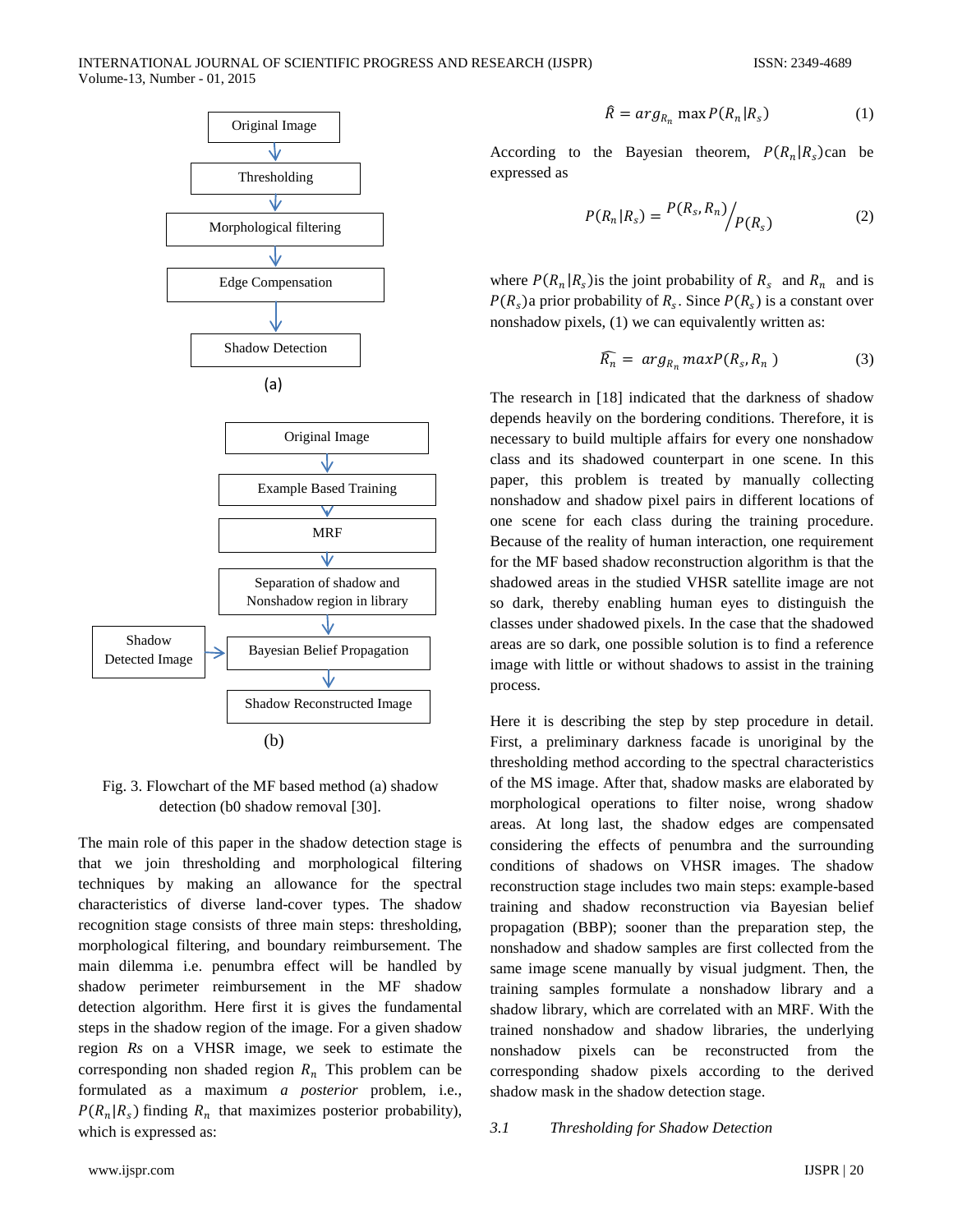Original Image

Thresholding

Morphological filtering

Edge Compensation

Shadow Detection

(a)

Original Image

Example Based Training

MRF

Separation of shadow and Nonshadow region in library

Shadow Detected Image

Bayesian Belief Propagation

Shadow Reconstructed Image

(b)

Fig. 3. Flowchart of the MF based method (a) shadow detection (b0 shadow removal [30].

The main role of this paper in the shadow detection stage is that we join thresholding and morphological filtering techniques by making an allowance for the spectral characteristics of diverse land-cover types. The shadow recognition stage consists of three main steps: thresholding, morphological filtering, and boundary reimbursement. The main dilemma i.e. penumbra effect will be handled by shadow perimeter reimbursement in the MF shadow detection algorithm. Here first it is gives the fundamental steps in the shadow region of the image. For a given shadow region *Rs* on a VHSR image, we seek to estimate the corresponding non shaded region $R_n$ This problem can be formulated as a maximum *a posterior* problem, i.e., $P(R_n|R_s)$ finding $R_n$ that maximizes posterior probability), which is expressed as:

$$\hat{R} = arg_{R_n} \max P(R_n|R_s) \quad (1)$$

According to the Bayesian theorem, $P(R_n|R_s)$can be expressed as

$$P(R_n|R_s) = {P(R_s, R_n)}/{P(R_s)} \quad (2)$$

where $P(R_n|R_s)$is the joint probability of $R_s$ and $R_n$ and is $P(R_s)$a prior probability of $R_s$. Since $P(R_s)$ is a constant over nonshadow pixels, (1) we can equivalently written as:

$$\widehat{R_n} = arg_{R_n} maxP(R_s, R_n) \quad (3)$$

The research in [18] indicated that the darkness of shadow depends heavily on the bordering conditions. Therefore, it is necessary to build multiple affairs for every one nonshadow class and its shadowed counterpart in one scene. In this paper, this problem is treated by manually collecting nonshadow and shadow pixel pairs in different locations of one scene for each class during the training procedure. Because of the reality of human interaction, one requirement for the MF based shadow reconstruction algorithm is that the shadowed areas in the studied VHSR satellite image are not so dark, thereby enabling human eyes to distinguish the classes under shadowed pixels. In the case that the shadowed areas are so dark, one possible solution is to find a reference image with little or without shadows to assist in the training process.

Here it is describing the step by step procedure in detail. First, a preliminary darkness facade is unoriginal by the thresholding method according to the spectral characteristics of the MS image. After that, shadow masks are elaborated by morphological operations to filter noise, wrong shadow areas. At long last, the shadow edges are compensated considering the effects of penumbra and the surrounding conditions of shadows on VHSR images. The shadow reconstruction stage includes two main steps: example-based training and shadow reconstruction via Bayesian belief propagation (BBP); sooner than the preparation step, the nonshadow and shadow samples are first collected from the same image scene manually by visual judgment. Then, the training samples formulate a nonshadow library and a shadow library, which are correlated with an MRF. With the trained nonshadow and shadow libraries, the underlying nonshadow pixels can be reconstructed from the corresponding shadow pixels according to the derived shadow mask in the shadow detection stage.

### *3.1 Thresholding for Shadow Detection*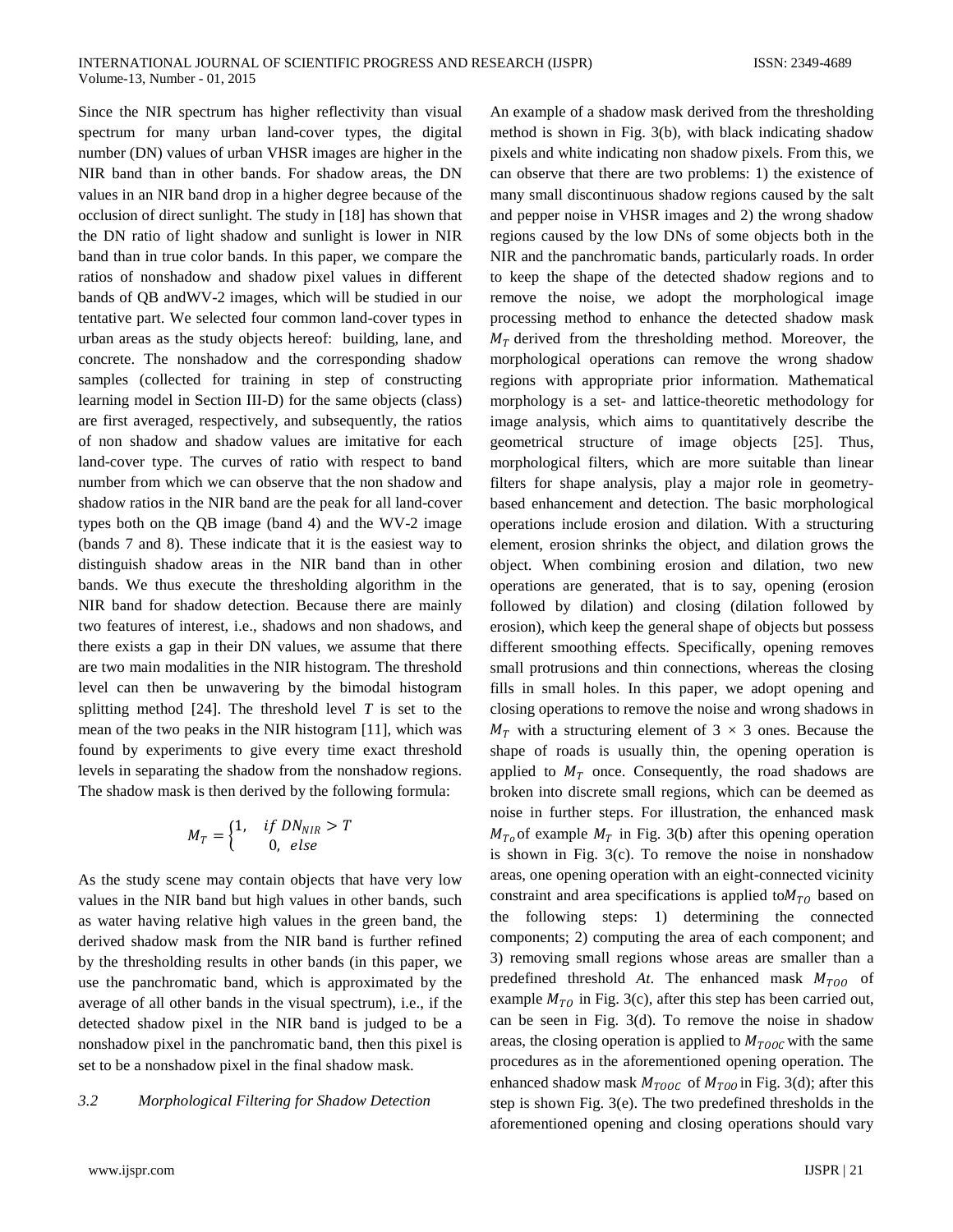Since the NIR spectrum has higher reflectivity than visual spectrum for many urban land-cover types, the digital number (DN) values of urban VHSR images are higher in the NIR band than in other bands. For shadow areas, the DN values in an NIR band drop in a higher degree because of the occlusion of direct sunlight. The study in [18] has shown that the DN ratio of light shadow and sunlight is lower in NIR band than in true color bands. In this paper, we compare the ratios of nonshadow and shadow pixel values in different bands of QB andWV-2 images, which will be studied in our tentative part. We selected four common land-cover types in urban areas as the study objects hereof: building, lane, and concrete. The nonshadow and the corresponding shadow samples (collected for training in step of constructing learning model in Section III-D) for the same objects (class) are first averaged, respectively, and subsequently, the ratios of non shadow and shadow values are imitative for each land-cover type. The curves of ratio with respect to band number from which we can observe that the non shadow and shadow ratios in the NIR band are the peak for all land-cover types both on the QB image (band 4) and the WV-2 image (bands 7 and 8). These indicate that it is the easiest way to distinguish shadow areas in the NIR band than in other bands. We thus execute the thresholding algorithm in the NIR band for shadow detection. Because there are mainly two features of interest, i.e., shadows and non shadows, and there exists a gap in their DN values, we assume that there are two main modalities in the NIR histogram. The threshold level can then be unwavering by the bimodal histogram splitting method [24]. The threshold level $T$ is set to the mean of the two peaks in the NIR histogram [11], which was found by experiments to give every time exact threshold levels in separating the shadow from the nonshadow regions. The shadow mask is then derived by the following formula:

$$M_T = \begin{cases} 1, & if\ DN_{NIR} > T \\ 0, & else \end{cases}$$

As the study scene may contain objects that have very low values in the NIR band but high values in other bands, such as water having relative high values in the green band, the derived shadow mask from the NIR band is further refined by the thresholding results in other bands (in this paper, we use the panchromatic band, which is approximated by the average of all other bands in the visual spectrum), i.e., if the detected shadow pixel in the NIR band is judged to be a nonshadow pixel in the panchromatic band, then this pixel is set to be a nonshadow pixel in the final shadow mask.

### *3.2 Morphological Filtering for Shadow Detection*

An example of a shadow mask derived from the thresholding method is shown in Fig. 3(b), with black indicating shadow pixels and white indicating non shadow pixels. From this, we can observe that there are two problems: 1) the existence of many small discontinuous shadow regions caused by the salt and pepper noise in VHSR images and 2) the wrong shadow regions caused by the low DNs of some objects both in the NIR and the panchromatic bands, particularly roads. In order to keep the shape of the detected shadow regions and to remove the noise, we adopt the morphological image processing method to enhance the detected shadow mask $M_T$ derived from the thresholding method. Moreover, the morphological operations can remove the wrong shadow regions with appropriate prior information. Mathematical morphology is a set- and lattice-theoretic methodology for image analysis, which aims to quantitatively describe the geometrical structure of image objects [25]. Thus, morphological filters, which are more suitable than linear filters for shape analysis, play a major role in geometry-based enhancement and detection. The basic morphological operations include erosion and dilation. With a structuring element, erosion shrinks the object, and dilation grows the object. When combining erosion and dilation, two new operations are generated, that is to say, opening (erosion followed by dilation) and closing (dilation followed by erosion), which keep the general shape of objects but possess different smoothing effects. Specifically, opening removes small protrusions and thin connections, whereas the closing fills in small holes. In this paper, we adopt opening and closing operations to remove the noise and wrong shadows in $M_T$ with a structuring element of 3 × 3 ones. Because the shape of roads is usually thin, the opening operation is applied to $M_T$ once. Consequently, the road shadows are broken into discrete small regions, which can be deemed as noise in further steps. For illustration, the enhanced mask $M_{To}$ of example $M_T$ in Fig. 3(b) after this opening operation is shown in Fig. 3(c). To remove the noise in nonshadow areas, one opening operation with an eight-connected vicinity constraint and area specifications is applied to$M_{TO}$ based on the following steps: 1) determining the connected components; 2) computing the area of each component; and 3) removing small regions whose areas are smaller than a predefined threshold *At*. The enhanced mask $M_{TOO}$ of example $M_{TO}$ in Fig. 3(c), after this step has been carried out, can be seen in Fig. 3(d). To remove the noise in shadow areas, the closing operation is applied to $M_{TOOC}$ with the same procedures as in the aforementioned opening operation. The enhanced shadow mask $M_{TOOC}$ of $M_{TOO}$ in Fig. 3(d); after this step is shown Fig. 3(e). The two predefined thresholds in the aforementioned opening and closing operations should vary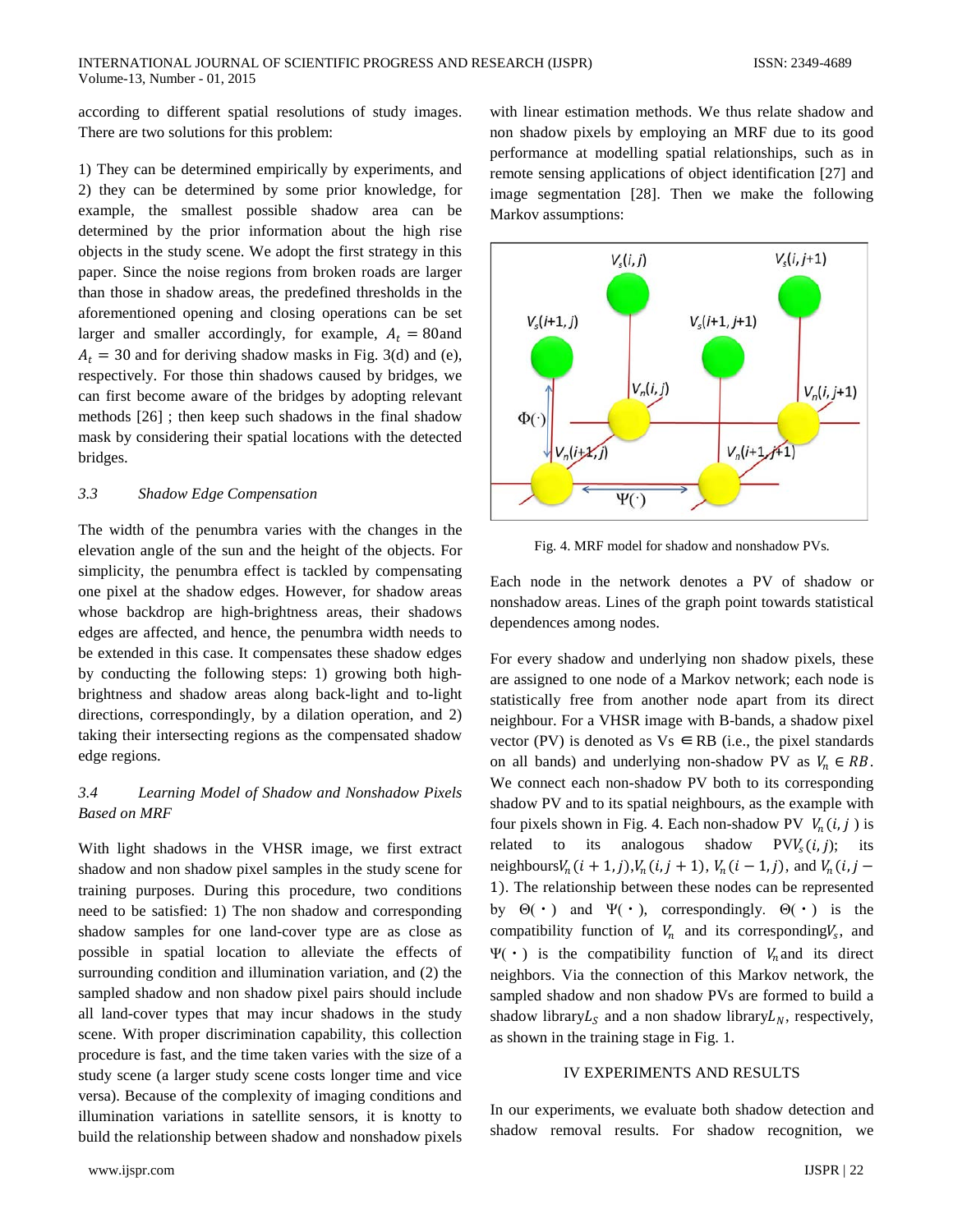according to different spatial resolutions of study images. There are two solutions for this problem:

1) They can be determined empirically by experiments, and 2) they can be determined by some prior knowledge, for example, the smallest possible shadow area can be determined by the prior information about the high rise objects in the study scene. We adopt the first strategy in this paper. Since the noise regions from broken roads are larger than those in shadow areas, the predefined thresholds in the aforementioned opening and closing operations can be set larger and smaller accordingly, for example, $A_t = 80$and $A_t = 30$ and for deriving shadow masks in Fig. 3(d) and (e), respectively. For those thin shadows caused by bridges, we can first become aware of the bridges by adopting relevant methods [26] ; then keep such shadows in the final shadow mask by considering their spatial locations with the detected bridges.

### *3.3 Shadow Edge Compensation*

The width of the penumbra varies with the changes in the elevation angle of the sun and the height of the objects. For simplicity, the penumbra effect is tackled by compensating one pixel at the shadow edges. However, for shadow areas whose backdrop are high-brightness areas, their shadows edges are affected, and hence, the penumbra width needs to be extended in this case. It compensates these shadow edges by conducting the following steps: 1) growing both high-brightness and shadow areas along back-light and to-light directions, correspondingly, by a dilation operation, and 2) taking their intersecting regions as the compensated shadow edge regions.

### *3.4 Learning Model of Shadow and Nonshadow Pixels Based on MRF*

With light shadows in the VHSR image, we first extract shadow and non shadow pixel samples in the study scene for training purposes. During this procedure, two conditions need to be satisfied: 1) The non shadow and corresponding shadow samples for one land-cover type are as close as possible in spatial location to alleviate the effects of surrounding condition and illumination variation, and (2) the sampled shadow and non shadow pixel pairs should include all land-cover types that may incur shadows in the study scene. With proper discrimination capability, this collection procedure is fast, and the time taken varies with the size of a study scene (a larger study scene costs longer time and vice versa). Because of the complexity of imaging conditions and illumination variations in satellite sensors, it is knotty to build the relationship between shadow and nonshadow pixels with linear estimation methods. We thus relate shadow and non shadow pixels by employing an MRF due to its good performance at modelling spatial relationships, such as in remote sensing applications of object identification [27] and image segmentation [28]. Then we make the following Markov assumptions:

Fig. 4. MRF model for shadow and nonshadow PVs.

Each node in the network denotes a PV of shadow or nonshadow areas. Lines of the graph point towards statistical dependences among nodes.

For every shadow and underlying non shadow pixels, these are assigned to one node of a Markov network; each node is statistically free from another node apart from its direct neighbour. For a VHSR image with B-bands, a shadow pixel vector (PV) is denoted as $V_s \in RB$ (i.e., the pixel standards on all bands) and underlying non-shadow PV as $V_n \in RB$. We connect each non-shadow PV both to its corresponding shadow PV and to its spatial neighbours, as the example with four pixels shown in Fig. 4. Each non-shadow PV $V_n(i,j)$ is related to its analogous shadow PV$V_s(i,j)$; its neighbours$V_n(i+1,j)$,$V_n(i,j+1)$, $V_n(i-1,j)$, and $V_n(i,j-1)$. The relationship between these nodes can be represented by $\Theta(\cdot)$ and $\Psi(\cdot)$, correspondingly. $\Theta(\cdot)$ is the compatibility function of $V_n$ and its corresponding$V_s$, and $\Psi(\cdot)$ is the compatibility function of $V_n$and its direct neighbors. Via the connection of this Markov network, the sampled shadow and non shadow PVs are formed to build a shadow library$L_S$ and a non shadow library$L_N$, respectively, as shown in the training stage in Fig. 1.

## IV EXPERIMENTS AND RESULTS

In our experiments, we evaluate both shadow detection and shadow removal results. For shadow recognition, we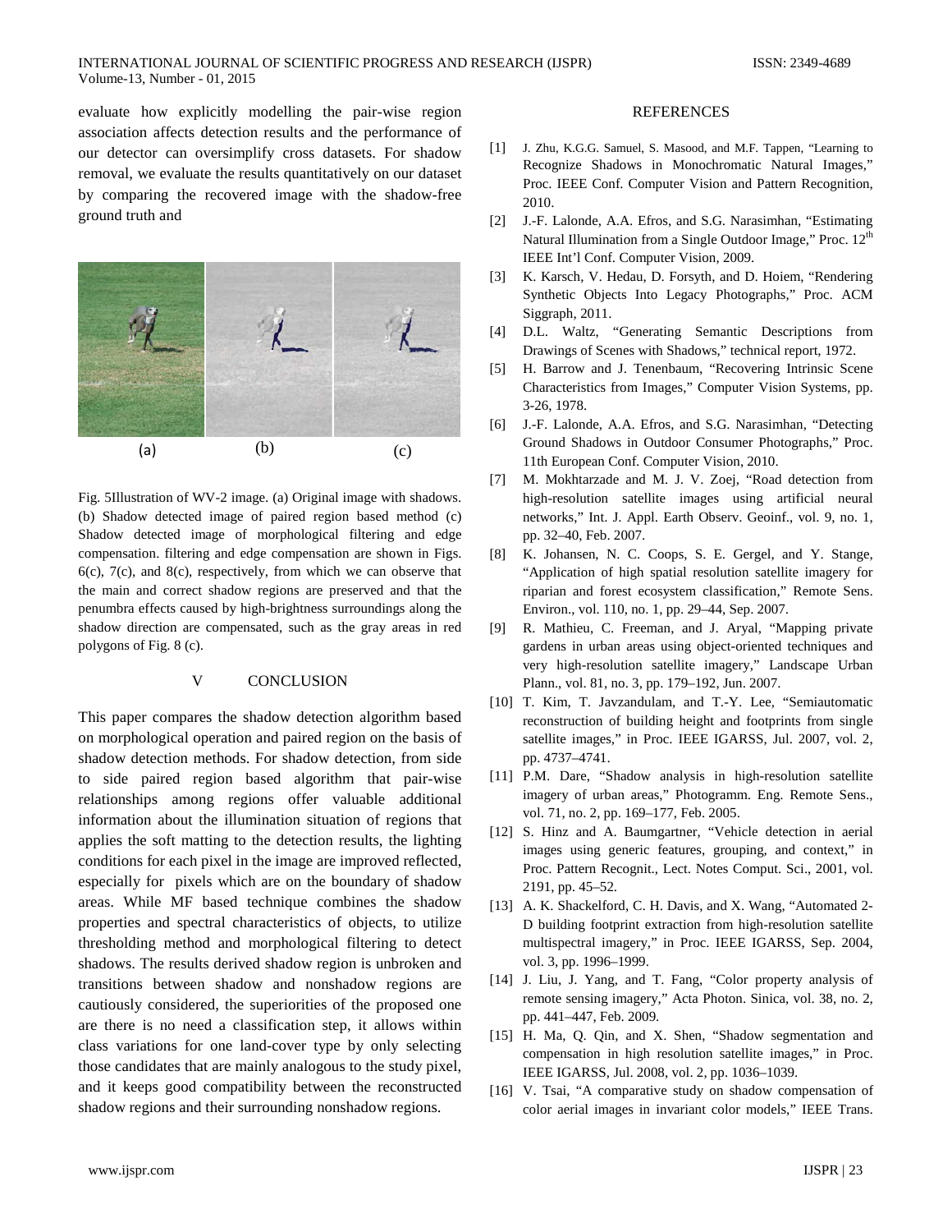evaluate how explicitly modelling the pair-wise region association affects detection results and the performance of our detector can oversimplify cross datasets. For shadow removal, we evaluate the results quantitatively on our dataset by comparing the recovered image with the shadow-free ground truth and

(a) (b) (c)

Fig. 5Illustration of WV-2 image. (a) Original image with shadows. (b) Shadow detected image of paired region based method (c) Shadow detected image of morphological filtering and edge compensation. filtering and edge compensation are shown in Figs. 6(c), 7(c), and 8(c), respectively, from which we can observe that the main and correct shadow regions are preserved and that the penumbra effects caused by high-brightness surroundings along the shadow direction are compensated, such as the gray areas in red polygons of Fig. 8 (c).

## V CONCLUSION

This paper compares the shadow detection algorithm based on morphological operation and paired region on the basis of shadow detection methods. For shadow detection, from side to side paired region based algorithm that pair-wise relationships among regions offer valuable additional information about the illumination situation of regions that applies the soft matting to the detection results, the lighting conditions for each pixel in the image are improved reflected, especially for pixels which are on the boundary of shadow areas. While MF based technique combines the shadow properties and spectral characteristics of objects, to utilize thresholding method and morphological filtering to detect shadows. The results derived shadow region is unbroken and transitions between shadow and nonshadow regions are cautiously considered, the superiorities of the proposed one are there is no need a classification step, it allows within class variations for one land-cover type by only selecting those candidates that are mainly analogous to the study pixel, and it keeps good compatibility between the reconstructed shadow regions and their surrounding nonshadow regions.

## REFERENCES

[1] J. Zhu, K.G.G. Samuel, S. Masood, and M.F. Tappen, "Learning to Recognize Shadows in Monochromatic Natural Images," Proc. IEEE Conf. Computer Vision and Pattern Recognition, 2010.

[2] J.-F. Lalonde, A.A. Efros, and S.G. Narasimhan, "Estimating Natural Illumination from a Single Outdoor Image," Proc. 12th IEEE Int'l Conf. Computer Vision, 2009.

[3] K. Karsch, V. Hedau, D. Forsyth, and D. Hoiem, "Rendering Synthetic Objects Into Legacy Photographs," Proc. ACM Siggraph, 2011.

[4] D.L. Waltz, "Generating Semantic Descriptions from Drawings of Scenes with Shadows," technical report, 1972.

[5] H. Barrow and J. Tenenbaum, "Recovering Intrinsic Scene Characteristics from Images," Computer Vision Systems, pp. 3-26, 1978.

[6] J.-F. Lalonde, A.A. Efros, and S.G. Narasimhan, "Detecting Ground Shadows in Outdoor Consumer Photographs," Proc. 11th European Conf. Computer Vision, 2010.

[7] M. Mokhtarzade and M. J. V. Zoej, "Road detection from high-resolution satellite images using artificial neural networks," Int. J. Appl. Earth Observ. Geoinf., vol. 9, no. 1, pp. 32–40, Feb. 2007.

[8] K. Johansen, N. C. Coops, S. E. Gergel, and Y. Stange, "Application of high spatial resolution satellite imagery for riparian and forest ecosystem classification," Remote Sens. Environ., vol. 110, no. 1, pp. 29–44, Sep. 2007.

[9] R. Mathieu, C. Freeman, and J. Aryal, "Mapping private gardens in urban areas using object-oriented techniques and very high-resolution satellite imagery," Landscape Urban Plann., vol. 81, no. 3, pp. 179–192, Jun. 2007.

[10] T. Kim, T. Javzandulam, and T.-Y. Lee, "Semiautomatic reconstruction of building height and footprints from single satellite images," in Proc. IEEE IGARSS, Jul. 2007, vol. 2, pp. 4737–4741.

[11] P.M. Dare, "Shadow analysis in high-resolution satellite imagery of urban areas," Photogramm. Eng. Remote Sens., vol. 71, no. 2, pp. 169–177, Feb. 2005.

[12] S. Hinz and A. Baumgartner, "Vehicle detection in aerial images using generic features, grouping, and context," in Proc. Pattern Recognit., Lect. Notes Comput. Sci., 2001, vol. 2191, pp. 45–52.

[13] A. K. Shackelford, C. H. Davis, and X. Wang, "Automated 2-D building footprint extraction from high-resolution satellite multispectral imagery," in Proc. IEEE IGARSS, Sep. 2004, vol. 3, pp. 1996–1999.

[14] J. Liu, J. Yang, and T. Fang, "Color property analysis of remote sensing imagery," Acta Photon. Sinica, vol. 38, no. 2, pp. 441–447, Feb. 2009.

[15] H. Ma, Q. Qin, and X. Shen, "Shadow segmentation and compensation in high resolution satellite images," in Proc. IEEE IGARSS, Jul. 2008, vol. 2, pp. 1036–1039.

[16] V. Tsai, "A comparative study on shadow compensation of color aerial images in invariant color models," IEEE Trans.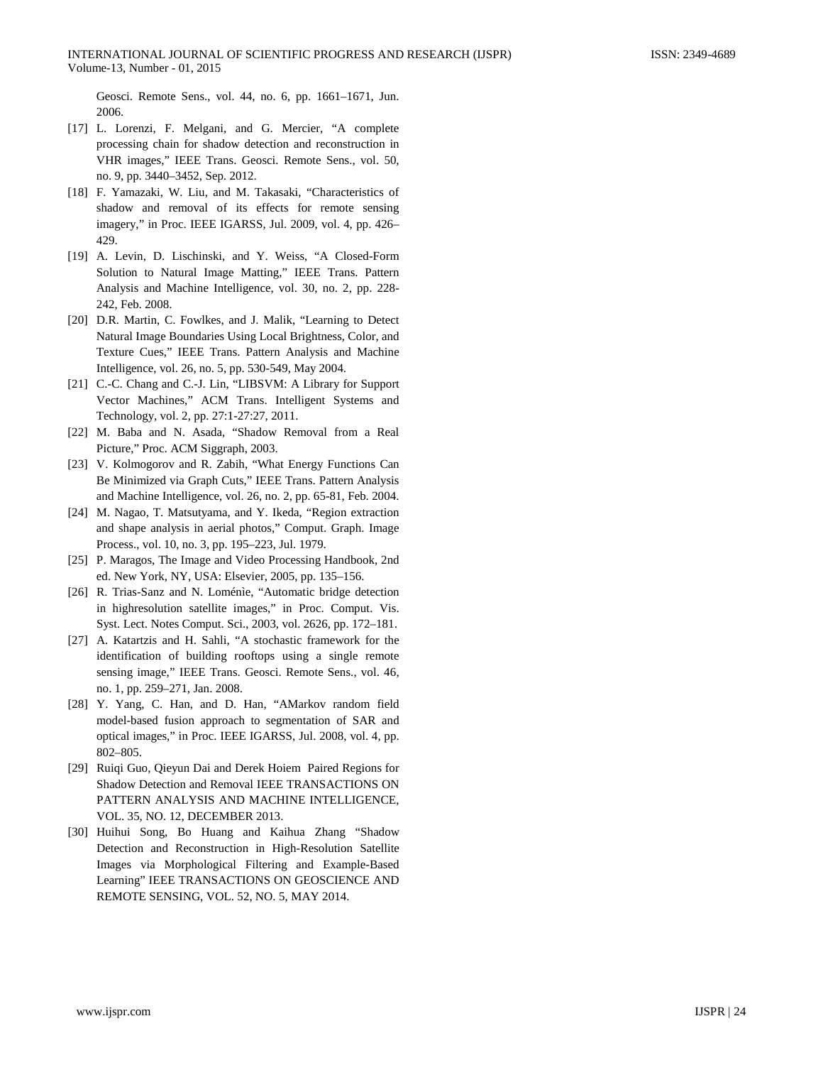Geosci. Remote Sens., vol. 44, no. 6, pp. 1661–1671, Jun. 2006.

[17] L. Lorenzi, F. Melgani, and G. Mercier, "A complete processing chain for shadow detection and reconstruction in VHR images," IEEE Trans. Geosci. Remote Sens., vol. 50, no. 9, pp. 3440–3452, Sep. 2012.

[18] F. Yamazaki, W. Liu, and M. Takasaki, "Characteristics of shadow and removal of its effects for remote sensing imagery," in Proc. IEEE IGARSS, Jul. 2009, vol. 4, pp. 426–429.

[19] A. Levin, D. Lischinski, and Y. Weiss, "A Closed-Form Solution to Natural Image Matting," IEEE Trans. Pattern Analysis and Machine Intelligence, vol. 30, no. 2, pp. 228-242, Feb. 2008.

[20] D.R. Martin, C. Fowlkes, and J. Malik, "Learning to Detect Natural Image Boundaries Using Local Brightness, Color, and Texture Cues," IEEE Trans. Pattern Analysis and Machine Intelligence, vol. 26, no. 5, pp. 530-549, May 2004.

[21] C.-C. Chang and C.-J. Lin, "LIBSVM: A Library for Support Vector Machines," ACM Trans. Intelligent Systems and Technology, vol. 2, pp. 27:1-27:27, 2011.

[22] M. Baba and N. Asada, "Shadow Removal from a Real Picture," Proc. ACM Siggraph, 2003.

[23] V. Kolmogorov and R. Zabih, "What Energy Functions Can Be Minimized via Graph Cuts," IEEE Trans. Pattern Analysis and Machine Intelligence, vol. 26, no. 2, pp. 65-81, Feb. 2004.

[24] M. Nagao, T. Matsutyama, and Y. Ikeda, "Region extraction and shape analysis in aerial photos," Comput. Graph. Image Process., vol. 10, no. 3, pp. 195–223, Jul. 1979.

[25] P. Maragos, The Image and Video Processing Handbook, 2nd ed. New York, NY, USA: Elsevier, 2005, pp. 135–156.

[26] R. Trias-Sanz and N. Loménìe, "Automatic bridge detection in highresolution satellite images," in Proc. Comput. Vis. Syst. Lect. Notes Comput. Sci., 2003, vol. 2626, pp. 172–181.

[27] A. Katartzis and H. Sahli, "A stochastic framework for the identification of building rooftops using a single remote sensing image," IEEE Trans. Geosci. Remote Sens., vol. 46, no. 1, pp. 259–271, Jan. 2008.

[28] Y. Yang, C. Han, and D. Han, "AMarkov random field model-based fusion approach to segmentation of SAR and optical images," in Proc. IEEE IGARSS, Jul. 2008, vol. 4, pp. 802–805.

[29] Ruiqi Guo, Qieyun Dai and Derek Hoiem Paired Regions for Shadow Detection and Removal IEEE TRANSACTIONS ON PATTERN ANALYSIS AND MACHINE INTELLIGENCE, VOL. 35, NO. 12, DECEMBER 2013.

[30] Huihui Song, Bo Huang and Kaihua Zhang "Shadow Detection and Reconstruction in High-Resolution Satellite Images via Morphological Filtering and Example-Based Learning" IEEE TRANSACTIONS ON GEOSCIENCE AND REMOTE SENSING, VOL. 52, NO. 5, MAY 2014.